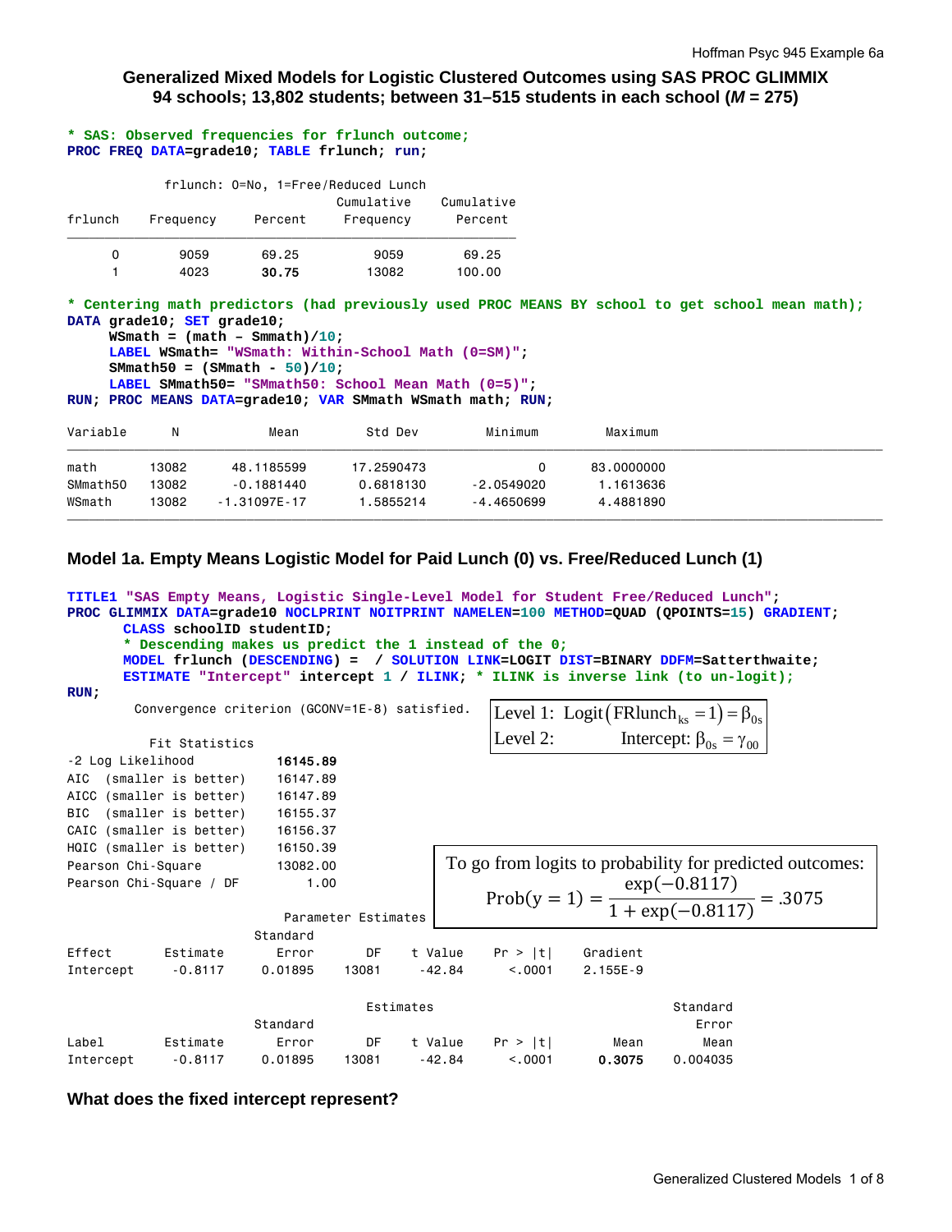## Generalized Mixed Models for Logistic Clustered Outcomes using SAS PROC GLIMMIX
### 94 schools; 13,802 students; between 31–515 students in each school (*M* = 275)

```
* SAS: Observed frequencies for frlunch outcome;
PROC FREQ DATA=grade10; TABLE frlunch; run;
```

frlunch: 0=No, 1=Free/Reduced Lunch

| frlunch | Frequency | Percent | Cumulative Frequency | Cumulative Percent |
|---|---|---|---|---|
| 0 | 9059 | 69.25 | 9059 | 69.25 |
| 1 | 4023 | **30.75** | 13082 | 100.00 |

```
* Centering math predictors (had previously used PROC MEANS BY school to get school mean math);
DATA grade10; SET grade10;
     WSmath = (math – Smmath)/10;
     LABEL WSmath= "WSmath: Within-School Math (0=SM)";
     SMmath50 = (SMmath - 50)/10;
     LABEL SMmath50= "SMmath50: School Mean Math (0=5)";
RUN; PROC MEANS DATA=grade10; VAR SMmath WSmath math; RUN;
```

| Variable | N | Mean | Std Dev | Minimum | Maximum |
|---|---|---|---|---|---|
| math | 13082 | 48.1185599 | 17.2590473 | 0 | 83.0000000 |
| SMmath50 | 13082 | -0.1881440 | 0.6818130 | -2.0549020 | 1.1613636 |
| WSmath | 13082 | -1.31097E-17 | 1.5855214 | -4.4650699 | 4.4881890 |

## Model 1a. Empty Means Logistic Model for Paid Lunch (0) vs. Free/Reduced Lunch (1)

```
TITLE1 "SAS Empty Means, Logistic Single-Level Model for Student Free/Reduced Lunch";
PROC GLIMMIX DATA=grade10 NOCLPRINT NOITPRINT NAMELEN=100 METHOD=QUAD (QPOINTS=15) GRADIENT;
      CLASS schoolID studentID;
      * Descending makes us predict the 1 instead of the 0;
      MODEL frlunch (DESCENDING) =  / SOLUTION LINK=LOGIT DIST=BINARY DDFM=Satterthwaite;
      ESTIMATE "Intercept" intercept 1 / ILINK; * ILINK is inverse link (to un-logit);
RUN;
```

Convergence criterion (GCONV=1E-8) satisfied.

Level 1: $\text{Logit}\left(\text{FRlunch}_{ks}=1\right)=\beta_{0s}$

Level 2: Intercept: $\beta_{0s}=\gamma_{00}$

Fit Statistics

| | |
|---|---|
| -2 Log Likelihood | **16145.89** |
| AIC (smaller is better) | 16147.89 |
| AICC (smaller is better) | 16147.89 |
| BIC (smaller is better) | 16155.37 |
| CAIC (smaller is better) | 16156.37 |
| HQIC (smaller is better) | 16150.39 |
| Pearson Chi-Square | 13082.00 |
| Pearson Chi-Square / DF | 1.00 |

To go from logits to probability for predicted outcomes:

$$\text{Prob}(y=1)=\frac{\exp(-0.8117)}{1+\exp(-0.8117)}=.3075$$

Parameter Estimates

| Effect | Estimate | Standard Error | DF | t Value | Pr > \|t\| | Gradient |
|---|---|---|---|---|---|---|
| Intercept | -0.8117 | 0.01895 | 13081 | -42.84 | <.0001 | 2.155E-9 |

Estimates

| Label | Estimate | Standard Error | DF | t Value | Pr > \|t\| | Mean | Standard Error Mean |
|---|---|---|---|---|---|---|---|
| Intercept | -0.8117 | 0.01895 | 13081 | -42.84 | <.0001 | **0.3075** | 0.004035 |

**What does the fixed intercept represent?**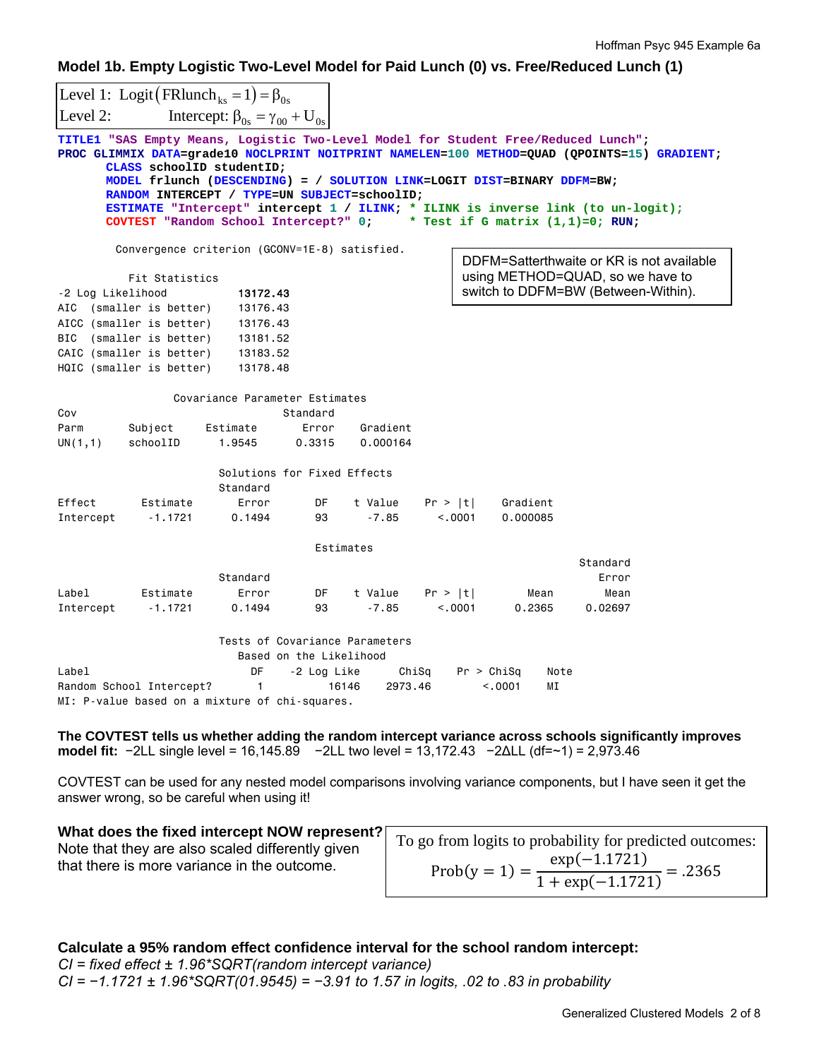### Model 1b. Empty Logistic Two-Level Model for Paid Lunch (0) vs. Free/Reduced Lunch (1)

$$\text{Level 1: } \text{Logit}\left(\text{FRlunch}_{ks}=1\right)=\beta_{0s}$$
$$\text{Level 2: } \quad \text{Intercept: } \beta_{0s}=\gamma_{00}+U_{0s}$$

```
TITLE1 "SAS Empty Means, Logistic Two-Level Model for Student Free/Reduced Lunch";
PROC GLIMMIX DATA=grade10 NOCLPRINT NOITPRINT NAMELEN=100 METHOD=QUAD (QPOINTS=15) GRADIENT;
      CLASS schoolID studentID;
      MODEL frlunch (DESCENDING) = / SOLUTION LINK=LOGIT DIST=BINARY DDFM=BW;
      RANDOM INTERCEPT / TYPE=UN SUBJECT=schoolID;
      ESTIMATE "Intercept" intercept 1 / ILINK; * ILINK is inverse link (to un-logit);
      COVTEST "Random School Intercept?" 0;     * Test if G matrix (1,1)=0; RUN;
```

DDFM=Satterthwaite or KR is not available using METHOD=QUAD, so we have to switch to DDFM=BW (Between-Within).

```
Convergence criterion (GCONV=1E-8) satisfied.

        Fit Statistics
-2 Log Likelihood           13172.43
AIC  (smaller is better)    13176.43
AICC (smaller is better)    13176.43
BIC  (smaller is better)    13181.52
CAIC (smaller is better)    13183.52
HQIC (smaller is better)    13178.48

              Covariance Parameter Estimates
Cov                              Standard
Parm       Subject     Estimate     Error    Gradient
UN(1,1)    schoolID      1.9545    0.3315    0.000164

                        Solutions for Fixed Effects
                        Standard
Effect       Estimate      Error      DF    t Value    Pr > |t|    Gradient
Intercept     -1.1721     0.1494      93      -7.85      <.0001    0.000085

                                  Estimates
                                                                           Standard
                        Standard                                              Error
Label        Estimate      Error      DF    t Value    Pr > |t|       Mean      Mean
Intercept     -1.1721     0.1494      93      -7.85      <.0001     0.2365   0.02697

                        Tests of Covariance Parameters
                          Based on the Likelihood
Label                         DF    -2 Log Like      ChiSq    Pr > ChiSq    Note
Random School Intercept?       1          16146    2973.46        <.0001    MI
MI: P-value based on a mixture of chi-squares.
```

**The COVTEST tells us whether adding the random intercept variance across schools significantly improves model fit:** −2LL single level = 16,145.89 −2LL two level = 13,172.43 −2ΔLL (df=~1) = 2,973.46

COVTEST can be used for any nested model comparisons involving variance components, but I have seen it get the answer wrong, so be careful when using it!

**What does the fixed intercept NOW represent?**
Note that they are also scaled differently given that there is more variance in the outcome.

To go from logits to probability for predicted outcomes:

$$\text{Prob}(y=1)=\frac{\exp(-1.1721)}{1+\exp(-1.1721)}=.2365$$

**Calculate a 95% random effect confidence interval for the school random intercept:**
*CI = fixed effect ± 1.96\*SQRT(random intercept variance)*
*CI = −1.1721 ± 1.96\*SQRT(01.9545) = −3.91 to 1.57 in logits, .02 to .83 in probability*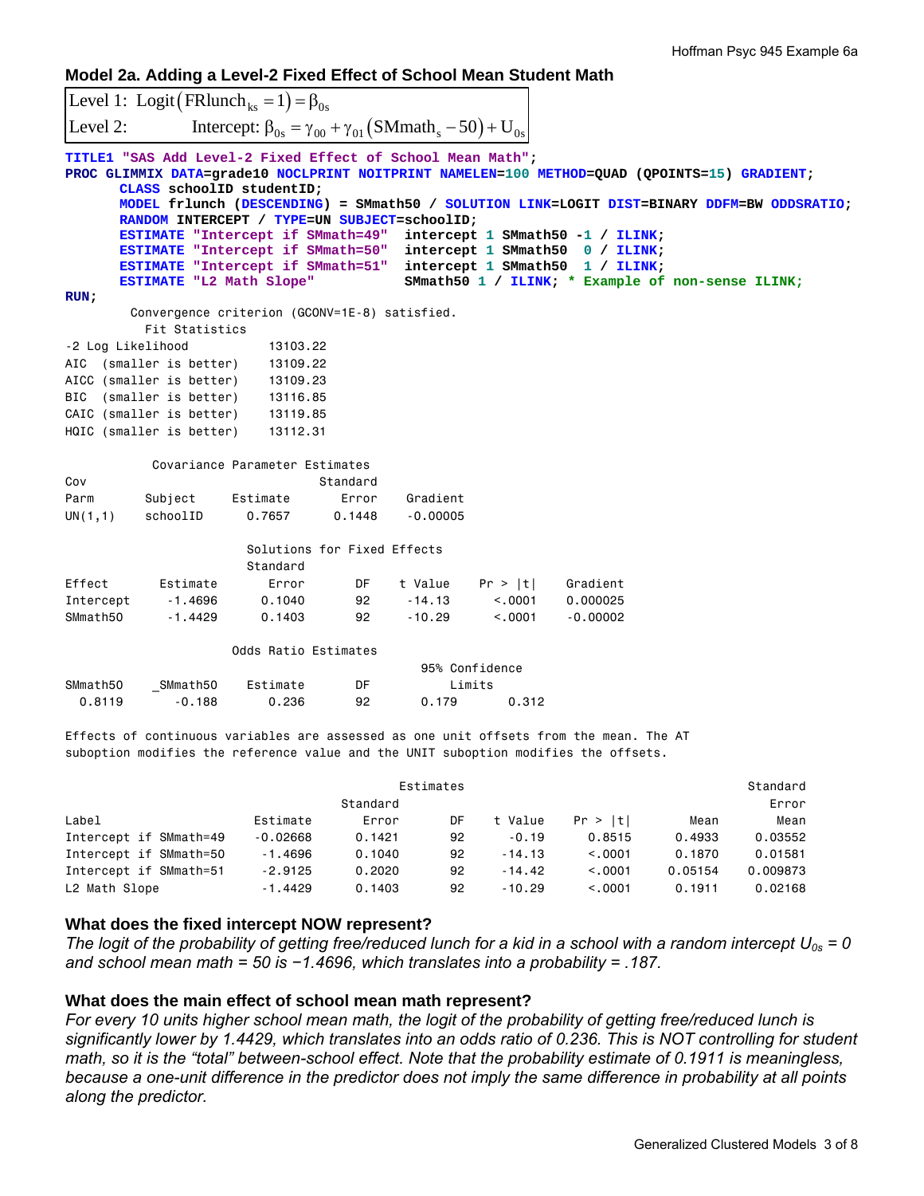### Model 2a. Adding a Level-2 Fixed Effect of School Mean Student Math

$$\text{Level 1: } \text{Logit}\left(\text{FRlunch}_{ks}=1\right)=\beta_{0s}$$

$$\text{Level 2: } \quad \text{Intercept: } \beta_{0s}=\gamma_{00}+\gamma_{01}\left(\text{SMmath}_{s}-50\right)+U_{0s}$$

```
TITLE1 "SAS Add Level-2 Fixed Effect of School Mean Math";
PROC GLIMMIX DATA=grade10 NOCLPRINT NOITPRINT NAMELEN=100 METHOD=QUAD (QPOINTS=15) GRADIENT;
      CLASS schoolID studentID;
      MODEL frlunch (DESCENDING) = SMmath50 / SOLUTION LINK=LOGIT DIST=BINARY DDFM=BW ODDSRATIO;
      RANDOM INTERCEPT / TYPE=UN SUBJECT=schoolID;
      ESTIMATE "Intercept if SMmath=49"  intercept 1 SMmath50 -1 / ILINK;
      ESTIMATE "Intercept if SMmath=50"  intercept 1 SMmath50  0 / ILINK;
      ESTIMATE "Intercept if SMmath=51"  intercept 1 SMmath50  1 / ILINK;
      ESTIMATE "L2 Math Slope"           SMmath50 1 / ILINK; * Example of non-sense ILINK;
RUN;
```

```
        Convergence criterion (GCONV=1E-8) satisfied.
          Fit Statistics
-2 Log Likelihood          13103.22
AIC  (smaller is better)    13109.22
AICC (smaller is better)    13109.23
BIC  (smaller is better)    13116.85
CAIC (smaller is better)    13119.85
HQIC (smaller is better)    13112.31

           Covariance Parameter Estimates
Cov                             Standard
Parm       Subject     Estimate      Error     Gradient
UN(1,1)    schoolID      0.7657     0.1448     -0.00005

                     Solutions for Fixed Effects
                     Standard
Effect       Estimate      Error       DF    t Value    Pr > |t|     Gradient
Intercept     -1.4696     0.1040       92     -14.13      <.0001     0.000025
SMmath50      -1.4429     0.1403       92     -10.29      <.0001     -0.00002

                       Odds Ratio Estimates
                                                 95% Confidence
SMmath50     _SMmath50     Estimate       DF         Limits
  0.8119       -0.188        0.236        92      0.179       0.312

Effects of continuous variables are assessed as one unit offsets from the mean. The AT
suboption modifies the reference value and the UNIT suboption modifies the offsets.

                                       Estimates                                        Standard
                                Standard                                                   Error
Label                     Estimate      Error      DF    t Value    Pr > |t|       Mean       Mean
Intercept if SMmath=49    -0.02668     0.1421      92      -0.19      0.8515     0.4933    0.03552
Intercept if SMmath=50     -1.4696     0.1040      92     -14.13      <.0001     0.1870    0.01581
Intercept if SMmath=51     -2.9125     0.2020      92     -14.42      <.0001    0.05154   0.009873
L2 Math Slope              -1.4429     0.1403      92     -10.29      <.0001     0.1911    0.02168
```

#### What does the fixed intercept NOW represent?

*The logit of the probability of getting free/reduced lunch for a kid in a school with a random intercept $U_{0s} = 0$ and school mean math = 50 is −1.4696, which translates into a probability = .187.*

#### What does the main effect of school mean math represent?

*For every 10 units higher school mean math, the logit of the probability of getting free/reduced lunch is significantly lower by 1.4429, which translates into an odds ratio of 0.236. This is NOT controlling for student math, so it is the "total" between-school effect. Note that the probability estimate of 0.1911 is meaningless, because a one-unit difference in the predictor does not imply the same difference in probability at all points along the predictor.*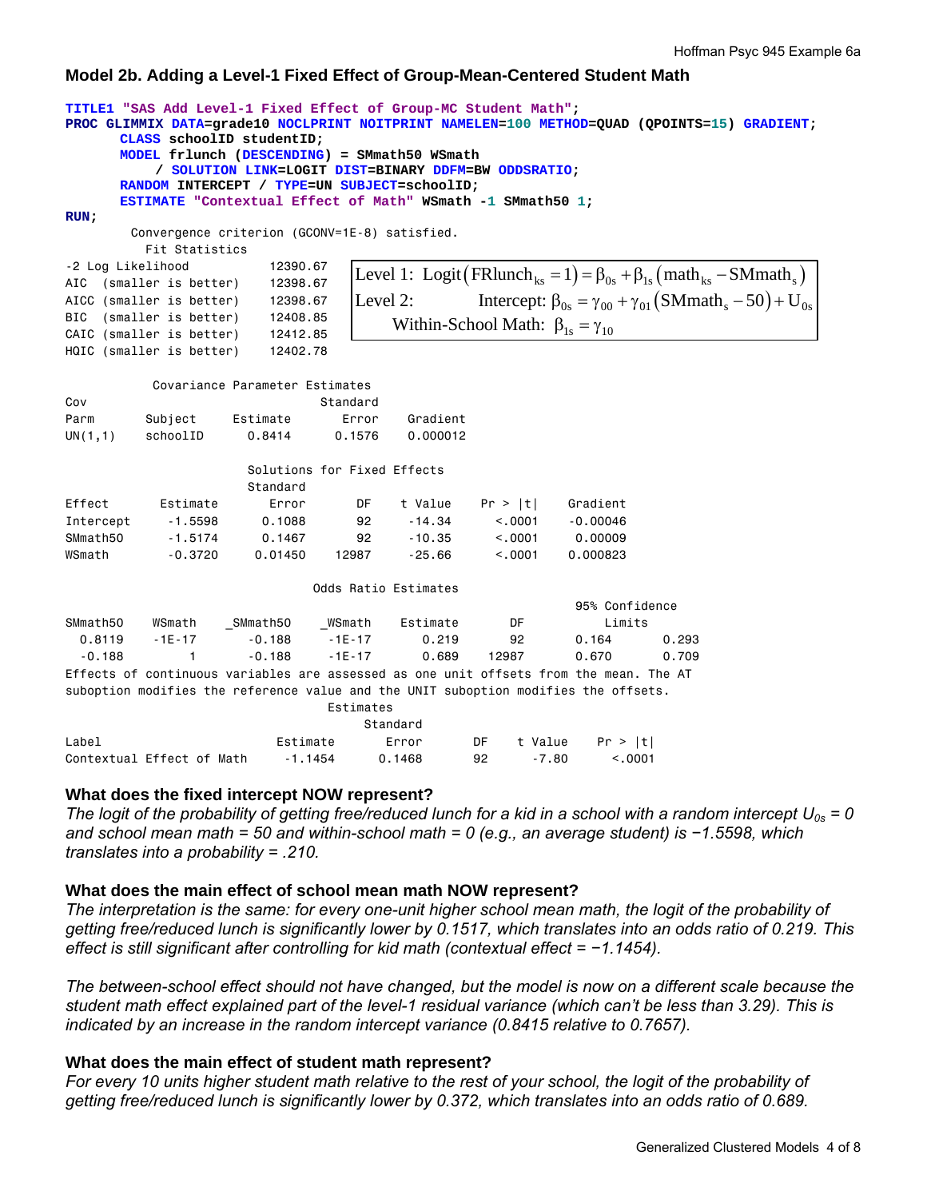**Model 2b. Adding a Level-1 Fixed Effect of Group-Mean-Centered Student Math**

```
TITLE1 "SAS Add Level-1 Fixed Effect of Group-MC Student Math";
PROC GLIMMIX DATA=grade10 NOCLPRINT NOITPRINT NAMELEN=100 METHOD=QUAD (QPOINTS=15) GRADIENT;
      CLASS schoolID studentID;
      MODEL frlunch (DESCENDING) = SMmath50 WSmath
          / SOLUTION LINK=LOGIT DIST=BINARY DDFM=BW ODDSRATIO;
      RANDOM INTERCEPT / TYPE=UN SUBJECT=schoolID;
      ESTIMATE "Contextual Effect of Math" WSmath -1 SMmath50 1;
RUN;
```

$$\text{Level 1: } \text{Logit}\left(\text{FRlunch}_{ks}=1\right)=\beta_{0s}+\beta_{1s}\left(\text{math}_{ks}-\text{SMmath}_{s}\right)$$

$$\text{Level 2: } \quad \text{Intercept: } \beta_{0s}=\gamma_{00}+\gamma_{01}\left(\text{SMmath}_{s}-50\right)+U_{0s}$$

$$\text{Within-School Math: } \beta_{1s}=\gamma_{10}$$

```
        Convergence criterion (GCONV=1E-8) satisfied.
          Fit Statistics
-2 Log Likelihood          12390.67
AIC  (smaller is better)   12398.67
AICC (smaller is better)   12398.67
BIC  (smaller is better)   12408.85
CAIC (smaller is better)   12412.85
HQIC (smaller is better)   12402.78
```

Covariance Parameter Estimates

| Cov Parm | Subject | Estimate | Standard Error | Gradient |
|---|---|---|---|---|
| UN(1,1) | schoolID | 0.8414 | 0.1576 | 0.000012 |

Solutions for Fixed Effects

| Effect | Estimate | Standard Error | DF | t Value | Pr > \|t\| | Gradient |
|---|---|---|---|---|---|---|
| Intercept | -1.5598 | 0.1088 | 92 | -14.34 | <.0001 | -0.00046 |
| SMmath50 | -1.5174 | 0.1467 | 92 | -10.35 | <.0001 | 0.00009 |
| WSmath | -0.3720 | 0.01450 | 12987 | -25.66 | <.0001 | 0.000823 |

Odds Ratio Estimates

| SMmath50 | WSmath | _SMmath50 | _WSmath | Estimate | DF | 95% Confidence Limits | |
|---|---|---|---|---|---|---|---|
| 0.8119 | -1E-17 | -0.188 | -1E-17 | 0.219 | 92 | 0.164 | 0.293 |
| -0.188 | 1 | -0.188 | -1E-17 | 0.689 | 12987 | 0.670 | 0.709 |

Effects of continuous variables are assessed as one unit offsets from the mean. The AT suboption modifies the reference value and the UNIT suboption modifies the offsets.

Estimates

| Label | Estimate | Standard Error | DF | t Value | Pr > \|t\| |
|---|---|---|---|---|---|
| Contextual Effect of Math | -1.1454 | 0.1468 | 92 | -7.80 | <.0001 |

**What does the fixed intercept NOW represent?**

*The logit of the probability of getting free/reduced lunch for a kid in a school with a random intercept $U_{0s} = 0$ and school mean math = 50 and within-school math = 0 (e.g., an average student) is −1.5598, which translates into a probability = .210.*

**What does the main effect of school mean math NOW represent?**

*The interpretation is the same: for every one-unit higher school mean math, the logit of the probability of getting free/reduced lunch is significantly lower by 0.1517, which translates into an odds ratio of 0.219. This effect is still significant after controlling for kid math (contextual effect = −1.1454).*

*The between-school effect should not have changed, but the model is now on a different scale because the student math effect explained part of the level-1 residual variance (which can't be less than 3.29). This is indicated by an increase in the random intercept variance (0.8415 relative to 0.7657).*

**What does the main effect of student math represent?**

*For every 10 units higher student math relative to the rest of your school, the logit of the probability of getting free/reduced lunch is significantly lower by 0.372, which translates into an odds ratio of 0.689.*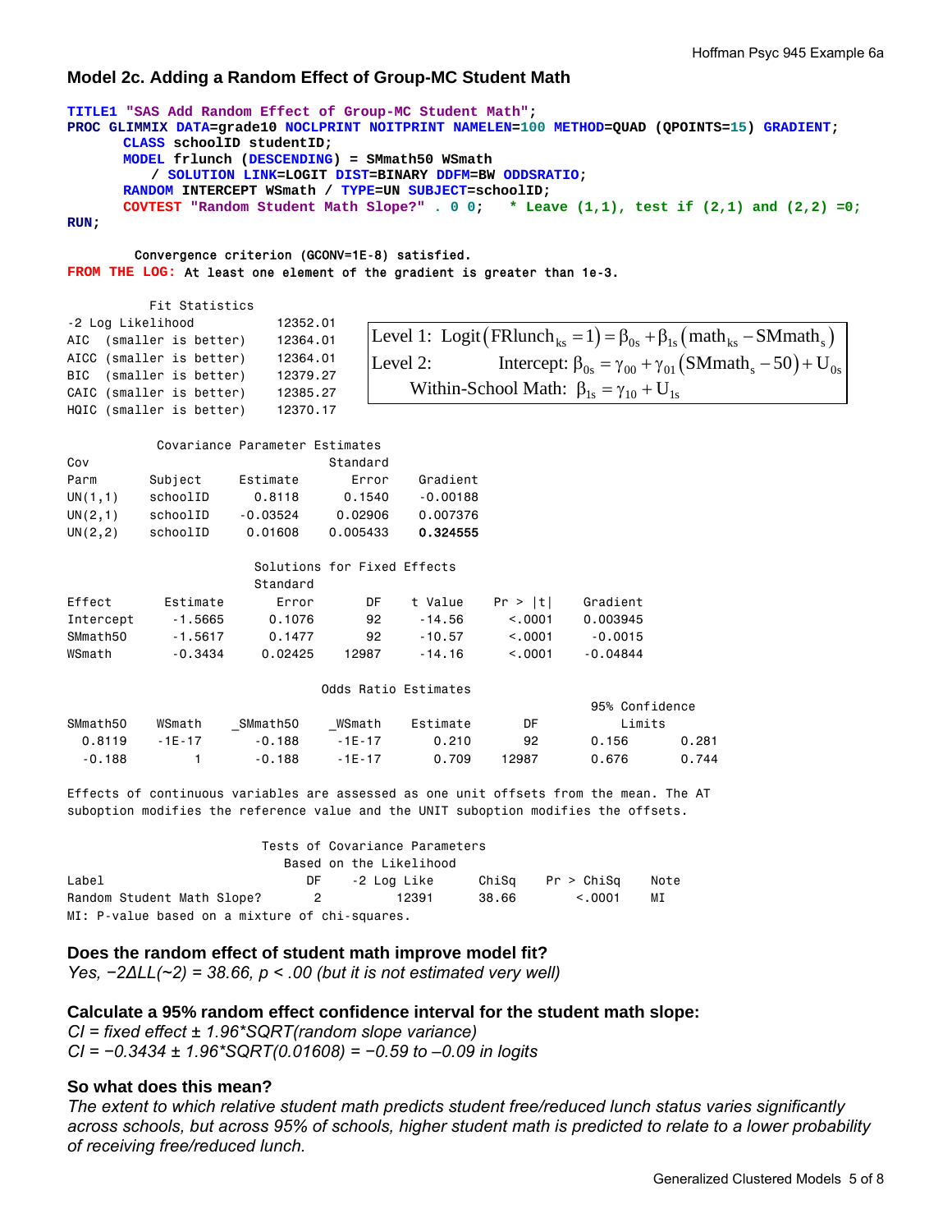### Model 2c. Adding a Random Effect of Group-MC Student Math

```
TITLE1 "SAS Add Random Effect of Group-MC Student Math";
PROC GLIMMIX DATA=grade10 NOCLPRINT NOITPRINT NAMELEN=100 METHOD=QUAD (QPOINTS=15) GRADIENT;
      CLASS schoolID studentID;
      MODEL frlunch (DESCENDING) = SMmath50 WSmath
         / SOLUTION LINK=LOGIT DIST=BINARY DDFM=BW ODDSRATIO;
      RANDOM INTERCEPT WSmath / TYPE=UN SUBJECT=schoolID;
      COVTEST "Random Student Math Slope?" . 0 0;   * Leave (1,1), test if (2,1) and (2,2) =0;
RUN;
```

```
        Convergence criterion (GCONV=1E-8) satisfied.
FROM THE LOG: At least one element of the gradient is greater than 1e-3.
```

```
          Fit Statistics
-2 Log Likelihood           12352.01
AIC  (smaller is better)    12364.01
AICC (smaller is better)    12364.01
BIC  (smaller is better)    12379.27
CAIC (smaller is better)    12385.27
HQIC (smaller is better)    12370.17
```

Level 1: $\text{Logit}\left(\text{FRlunch}_{ks}=1\right)=\beta_{0s}+\beta_{1s}\left(\text{math}_{ks}-\text{SMmath}_{s}\right)$

Level 2: Intercept: $\beta_{0s}=\gamma_{00}+\gamma_{01}\left(\text{SMmath}_{s}-50\right)+U_{0s}$

Within-School Math: $\beta_{1s}=\gamma_{10}+U_{1s}$

```
           Covariance Parameter Estimates
Cov                              Standard
Parm       Subject    Estimate      Error    Gradient
UN(1,1)    schoolID     0.8118     0.1540    -0.00188
UN(2,1)    schoolID   -0.03524    0.02906    0.007376
UN(2,2)    schoolID    0.01608   0.005433    0.324555

                        Solutions for Fixed Effects
                         Standard
Effect        Estimate      Error       DF    t Value    Pr > |t|    Gradient
Intercept      -1.5665     0.1076       92     -14.56      <.0001    0.003945
SMmath50       -1.5617     0.1477       92     -10.57      <.0001     -0.0015
WSmath         -0.3434    0.02425    12987     -14.16      <.0001    -0.04844

                                Odds Ratio Estimates
                                                                 95% Confidence
SMmath50    WSmath    _SMmath50    _WSmath    Estimate      DF         Limits
  0.8119    -1E-17       -0.188     -1E-17       0.210      92     0.156      0.281
  -0.188         1       -0.188     -1E-17       0.709   12987     0.676      0.744

Effects of continuous variables are assessed as one unit offsets from the mean. The AT
suboption modifies the reference value and the UNIT suboption modifies the offsets.

                         Tests of Covariance Parameters
                            Based on the Likelihood
Label                         DF    -2 Log Like      ChiSq    Pr > ChiSq    Note
Random Student Math Slope?     2          12391      38.66        <.0001    MI
MI: P-value based on a mixture of chi-squares.
```

**Does the random effect of student math improve model fit?**
*Yes, −2ΔLL(~2) = 38.66, p < .00 (but it is not estimated very well)*

**Calculate a 95% random effect confidence interval for the student math slope:**
*CI = fixed effect ± 1.96\*SQRT(random slope variance)*
*CI = −0.3434 ± 1.96\*SQRT(0.01608) = −0.59 to −0.09 in logits*

**So what does this mean?**
*The extent to which relative student math predicts student free/reduced lunch status varies significantly across schools, but across 95% of schools, higher student math is predicted to relate to a lower probability of receiving free/reduced lunch.*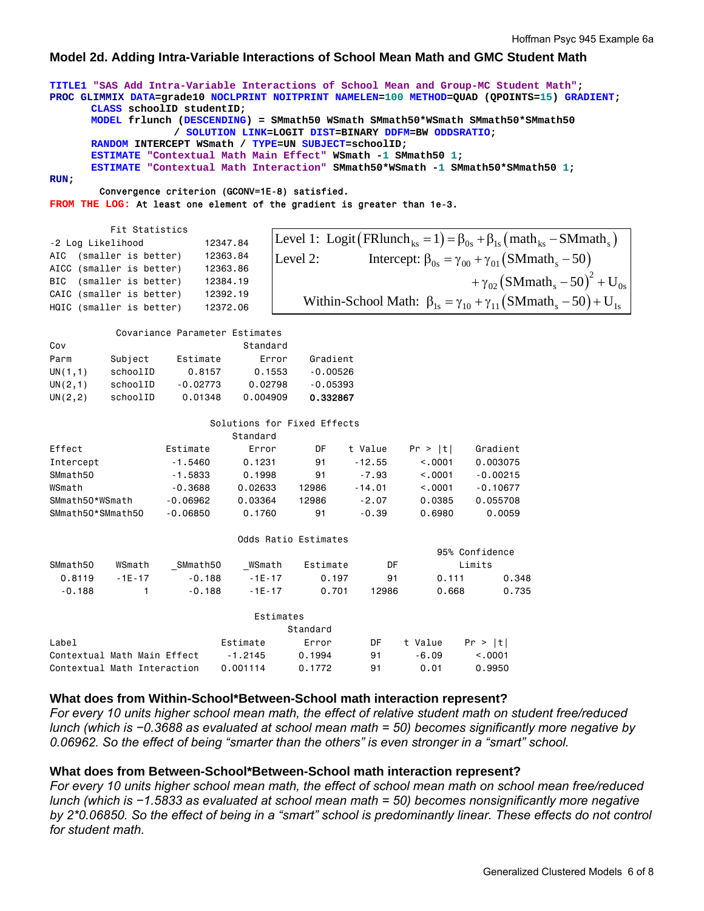## Model 2d. Adding Intra-Variable Interactions of School Mean Math and GMC Student Math

```
TITLE1 "SAS Add Intra-Variable Interactions of School Mean and Group-MC Student Math";
PROC GLIMMIX DATA=grade10 NOCLPRINT NOITPRINT NAMELEN=100 METHOD=QUAD (QPOINTS=15) GRADIENT;
      CLASS schoolID studentID;
      MODEL frlunch (DESCENDING) = SMmath50 WSmath SMmath50*WSmath SMmath50*SMmath50
                / SOLUTION LINK=LOGIT DIST=BINARY DDFM=BW ODDSRATIO;
      RANDOM INTERCEPT WSmath / TYPE=UN SUBJECT=schoolID;
      ESTIMATE "Contextual Math Main Effect" WSmath -1 SMmath50 1;
      ESTIMATE "Contextual Math Interaction" SMmath50*WSmath -1 SMmath50*SMmath50 1;
RUN;
        Convergence criterion (GCONV=1E-8) satisfied.
FROM THE LOG: At least one element of the gradient is greater than 1e-3.
```

**Fit Statistics**

| Statistic | Value |
|---|---|
| -2 Log Likelihood | 12347.84 |
| AIC (smaller is better) | 12363.84 |
| AICC (smaller is better) | 12363.86 |
| BIC (smaller is better) | 12384.19 |
| CAIC (smaller is better) | 12392.19 |
| HQIC (smaller is better) | 12372.06 |

Level 1: $\text{Logit}\left(\text{FRlunch}_{ks}=1\right)=\beta_{0s}+\beta_{1s}\left(\text{math}_{ks}-\text{SMmath}_{s}\right)$

Level 2: Intercept: $\beta_{0s}=\gamma_{00}+\gamma_{01}\left(\text{SMmath}_{s}-50\right)+\gamma_{02}\left(\text{SMmath}_{s}-50\right)^{2}+U_{0s}$

Within-School Math: $\beta_{1s}=\gamma_{10}+\gamma_{11}\left(\text{SMmath}_{s}-50\right)+U_{1s}$

**Covariance Parameter Estimates**

| Cov Parm | Subject | Estimate | Standard Error | Gradient |
|---|---|---|---|---|
| UN(1,1) | schoolID | 0.8157 | 0.1553 | -0.00526 |
| UN(2,1) | schoolID | -0.02773 | 0.02798 | -0.05393 |
| UN(2,2) | schoolID | 0.01348 | 0.004909 | **0.332867** |

**Solutions for Fixed Effects**

| Effect | Estimate | Standard Error | DF | t Value | Pr > \|t\| | Gradient |
|---|---|---|---|---|---|---|
| Intercept | -1.5460 | 0.1231 | 91 | -12.55 | <.0001 | 0.003075 |
| SMmath50 | -1.5833 | 0.1998 | 91 | -7.93 | <.0001 | -0.00215 |
| WSmath | -0.3688 | 0.02633 | 12986 | -14.01 | <.0001 | -0.10677 |
| SMmath50*WSmath | -0.06962 | 0.03364 | 12986 | -2.07 | 0.0385 | 0.055708 |
| SMmath50*SMmath50 | -0.06850 | 0.1760 | 91 | -0.39 | 0.6980 | 0.0059 |

**Odds Ratio Estimates**

| SMmath50 | WSmath | _SMmath50 | _WSmath | Estimate | DF | 95% Confidence Limits | |
|---|---|---|---|---|---|---|---|
| 0.8119 | -1E-17 | -0.188 | -1E-17 | 0.197 | 91 | 0.111 | 0.348 |
| -0.188 | 1 | -0.188 | -1E-17 | 0.701 | 12986 | 0.668 | 0.735 |

**Estimates**

| Label | Estimate | Standard Error | DF | t Value | Pr > \|t\| |
|---|---|---|---|---|---|
| Contextual Math Main Effect | -1.2145 | 0.1994 | 91 | -6.09 | <.0001 |
| Contextual Math Interaction | 0.001114 | 0.1772 | 91 | 0.01 | 0.9950 |

### What does from Within-School*Between-School math interaction represent?

*For every 10 units higher school mean math, the effect of relative student math on student free/reduced lunch (which is −0.3688 as evaluated at school mean math = 50) becomes significantly more negative by 0.06962. So the effect of being "smarter than the others" is even stronger in a "smart" school.*

### What does from Between-School*Between-School math interaction represent?

*For every 10 units higher school mean math, the effect of school mean math on school mean free/reduced lunch (which is −1.5833 as evaluated at school mean math = 50) becomes nonsignificantly more negative by 2*0.06850. So the effect of being in a "smart" school is predominantly linear. These effects do not control for student math.*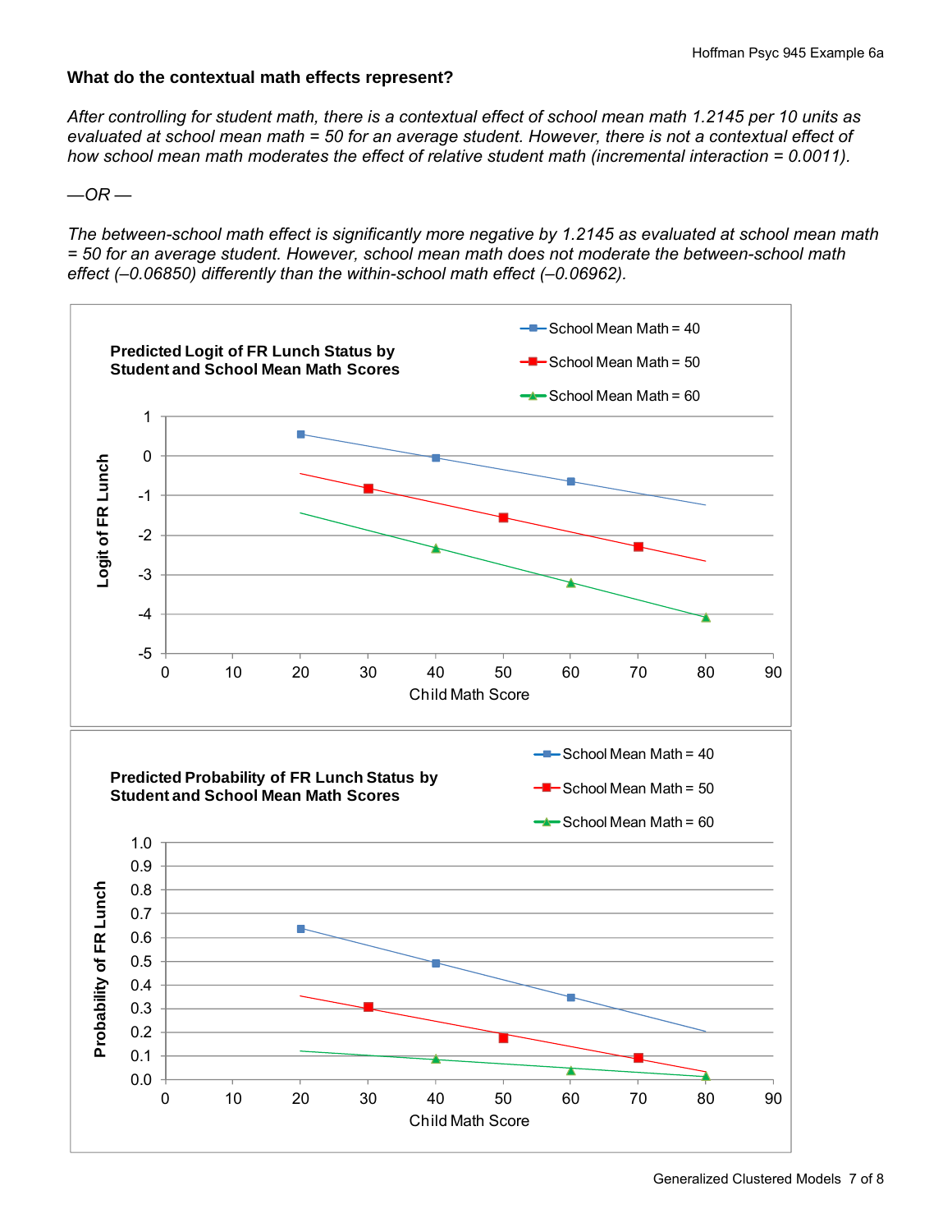**What do the contextual math effects represent?**

*After controlling for student math, there is a contextual effect of school mean math 1.2145 per 10 units as evaluated at school mean math = 50 for an average student. However, there is not a contextual effect of how school mean math moderates the effect of relative student math (incremental interaction = 0.0011).*

*—OR —*

*The between-school math effect is significantly more negative by 1.2145 as evaluated at school mean math = 50 for an average student. However, school mean math does not moderate the between-school math effect (–0.06850) differently than the within-school math effect (–0.06962).*

**Predicted Logit of FR Lunch Status by Student and School Mean Math Scores**

**Predicted Probability of FR Lunch Status by Student and School Mean Math Scores**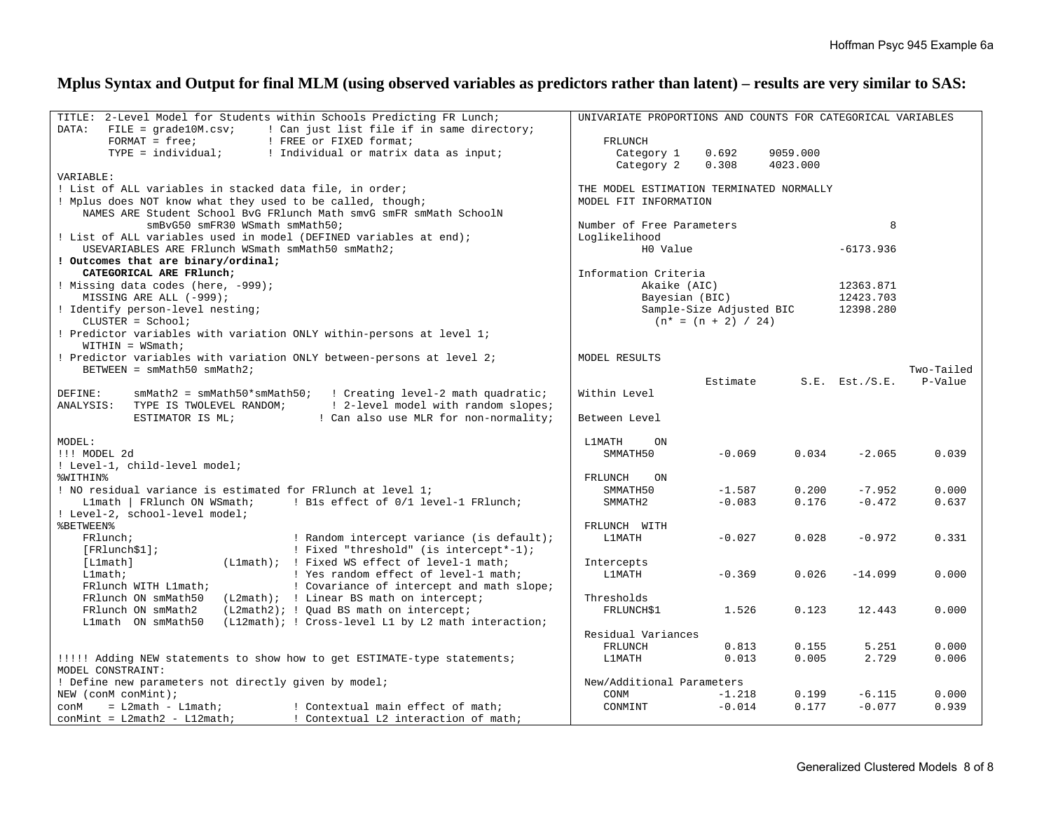**Mplus Syntax and Output for final MLM (using observed variables as predictors rather than latent) – results are very similar to SAS:**

```
TITLE: 2-Level Model for Students within Schools Predicting FR Lunch;
DATA:   FILE = grade10M.csv;     ! Can just list file if in same directory;
        FORMAT = free;           ! FREE or FIXED format;
        TYPE = individual;       ! Individual or matrix data as input;

VARIABLE:
! List of ALL variables in stacked data file, in order;
! Mplus does NOT know what they used to be called, though;
    NAMES ARE Student School BvG FRlunch Math smvG smFR smMath SchoolN
             smBvG50 smFR30 WSmath smMath50;
! List of ALL variables used in model (DEFINED variables at end);
    USEVARIABLES ARE FRlunch WSmath smMath50 smMath2;
! Outcomes that are binary/ordinal;
    CATEGORICAL ARE FRlunch;
! Missing data codes (here, -999);
    MISSING ARE ALL (-999);
! Identify person-level nesting;
    CLUSTER = School;
! Predictor variables with variation ONLY within-persons at level 1;
    WITHIN = WSmath;
! Predictor variables with variation ONLY between-persons at level 2;
    BETWEEN = smMath50 smMath2;

DEFINE:     smMath2 = smMath50*smMath50;   ! Creating level-2 math quadratic;
ANALYSIS:   TYPE IS TWOLEVEL RANDOM;       ! 2-level model with random slopes;
            ESTIMATOR IS ML;             ! Can also use MLR for non-normality;

MODEL:
!!! MODEL 2d
! Level-1, child-level model;
%WITHIN%
! NO residual variance is estimated for FRlunch at level 1;
    L1math | FRlunch ON WSmath;      ! B1s effect of 0/1 level-1 FRlunch;
! Level-2, school-level model;
%BETWEEN%
    FRlunch;                         ! Random intercept variance (is default);
    [FRlunch$1];                     ! Fixed "threshold" (is intercept*-1);
    [L1math]              (L1math);  ! Fixed WS effect of level-1 math;
    L1math;                          ! Yes random effect of level-1 math;
    FRlunch WITH L1math;             ! Covariance of intercept and math slope;
    FRlunch ON smMath50   (L2math);  ! Linear BS math on intercept;
    FRlunch ON smMath2    (L2math2); ! Quad BS math on intercept;
    L1math  ON smMath50   (L12math); ! Cross-level L1 by L2 math interaction;


!!!!! Adding NEW statements to show how to get ESTIMATE-type statements;
MODEL CONSTRAINT:
! Define new parameters not directly given by model;
NEW (conM conMint);
conM    = L2math - L1math;           ! Contextual main effect of math;
conMint = L2math2 - L12math;         ! Contextual L2 interaction of math;
```

```
UNIVARIATE PROPORTIONS AND COUNTS FOR CATEGORICAL VARIABLES

    FRLUNCH
      Category 1    0.692     9059.000
      Category 2    0.308     4023.000

THE MODEL ESTIMATION TERMINATED NORMALLY
MODEL FIT INFORMATION

Number of Free Parameters                        8
Loglikelihood
          H0 Value                       -6173.936

Information Criteria
          Akaike (AIC)                   12363.871
          Bayesian (BIC)                 12423.703
          Sample-Size Adjusted BIC       12398.280
            (n* = (n + 2) / 24)


MODEL RESULTS
                                                       Two-Tailed
                    Estimate       S.E.  Est./S.E.    P-Value
Within Level

Between Level

 L1MATH     ON
    SMMATH50          -0.069      0.034     -2.065      0.039

 FRLUNCH    ON
    SMMATH50          -1.587      0.200     -7.952      0.000
    SMMATH2           -0.083      0.176     -0.472      0.637

 FRLUNCH  WITH
    L1MATH            -0.027      0.028     -0.972      0.331

 Intercepts
    L1MATH            -0.369      0.026    -14.099      0.000

 Thresholds
    FRLUNCH$1          1.526      0.123     12.443      0.000

 Residual Variances
    FRLUNCH            0.813      0.155      5.251      0.000
    L1MATH             0.013      0.005      2.729      0.006

 New/Additional Parameters
    CONM              -1.218      0.199     -6.115      0.000
    CONMINT           -0.014      0.177     -0.077      0.939
```